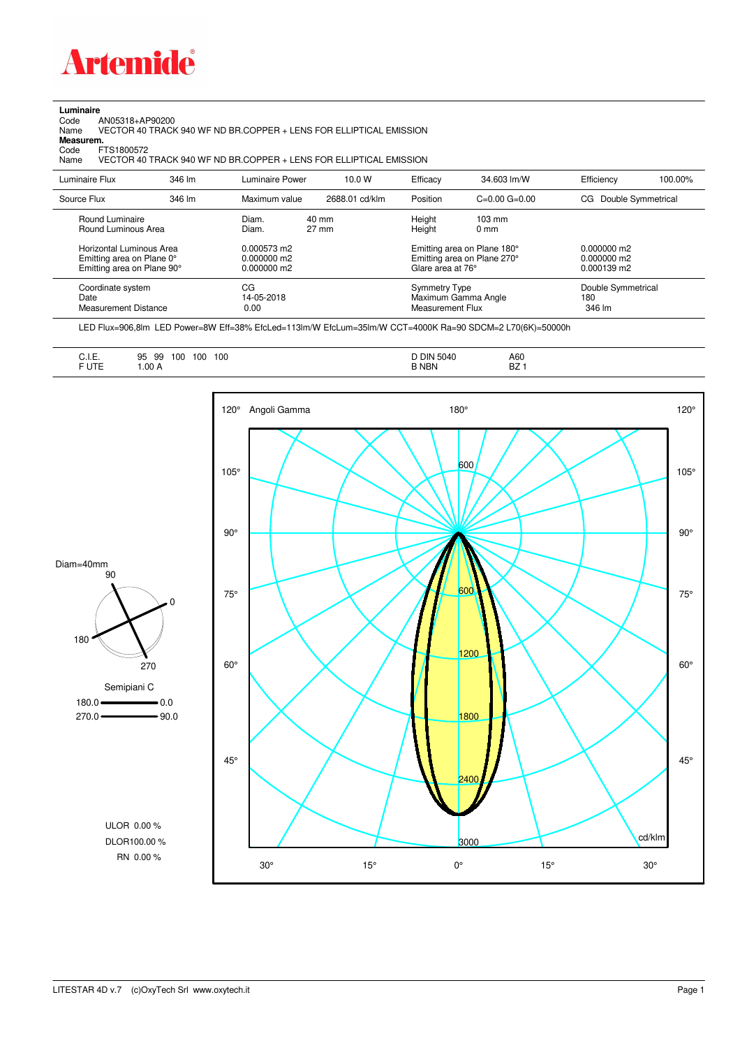**Artemide**

**Luminaire**

Code AN05318+AP90200

Name VECTOR 40 TRACK 940 WF ND BR.COPPER + LENS FOR ELLIPTICAL EMISSION

**Measurem.**

Code FTS1800572

Name VECTOR 40 TRACK 940 WF ND BR.COPPER + LENS FOR ELLIPTICAL EMISSION

| Luminaire Flux | 346 lm | Luminaire Power | 10.0 W | Efficacy | 34.603 lm/W | Efficiency | 100.00% |
|---|---|---|---|---|---|---|---|
| Source Flux | 346 lm | Maximum value | 2688.01 cd/klm | Position | C=0.00 G=0.00 | CG Double Symmetrical | |

| | | | | |
|---|---|---|---|---|
| Round Luminaire | Diam. 40 mm | Height 103 mm | | |
| Round Luminous Area | Diam. 27 mm | Height 0 mm | | |
| Horizontal Luminous Area | 0.000573 m2 | Emitting area on Plane 180° | 0.000000 m2 |
| Emitting area on Plane 0° | 0.000000 m2 | Emitting area on Plane 270° | 0.000000 m2 |
| Emitting area on Plane 90° | 0.000000 m2 | Glare area at 76° | 0.000139 m2 |

| | | | |
|---|---|---|---|
| Coordinate system | CG | Symmetry Type | Double Symmetrical |
| Date | 14-05-2018 | Maximum Gamma Angle | 180 |
| Measurement Distance | 0.00 | Measurement Flux | 346 lm |

LED Flux=906,8lm LED Power=8W Eff=38% EfcLed=113lm/W EfcLum=35lm/W CCT=4000K Ra=90 SDCM=2 L70(6K)=50000h

| | | | |
|---|---|---|---|
| C.I.E. | 95 99 100 100 100 | D DIN 5040 | A60 |
| F UTE | 1.00 A | B NBN | BZ 1 |

Diam=40mm

Semipiani C

180.0 — 0.0

270.0 — 90.0

ULOR 0.00 %

DLOR100.00 %

RN 0.00 %

Angoli Gamma

cd/klm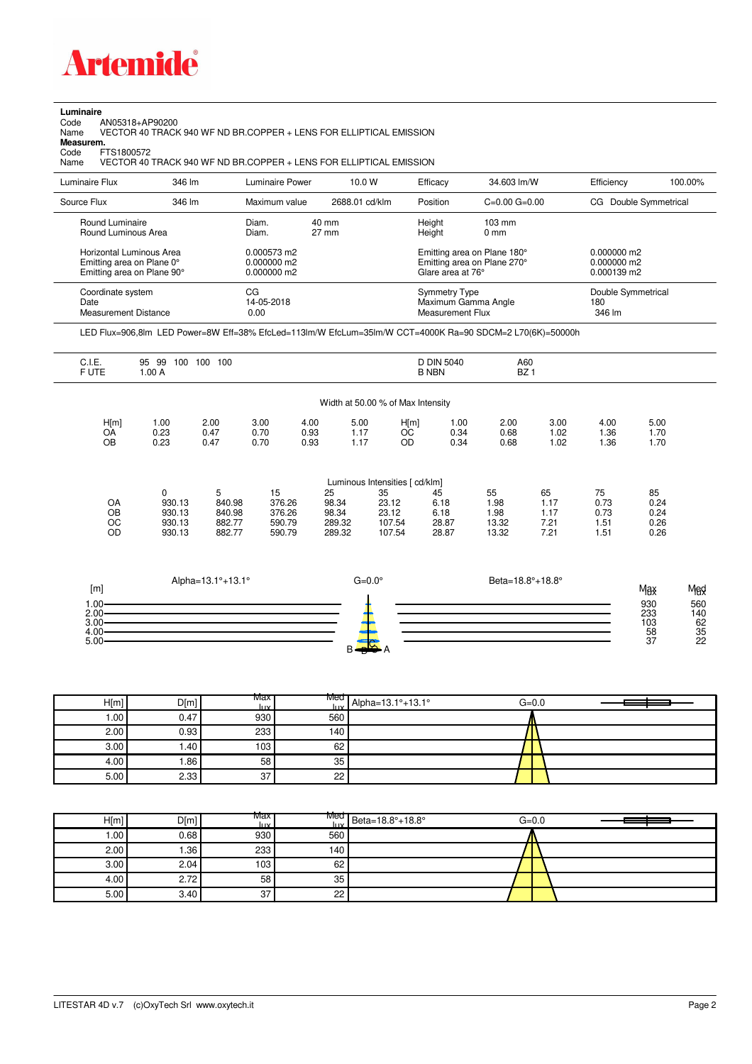Artemide

**Luminaire**
Code AN05318+AP90200
Name VECTOR 40 TRACK 940 WF ND BR.COPPER + LENS FOR ELLIPTICAL EMISSION
**Measurem.**
Code FTS1800572
Name VECTOR 40 TRACK 940 WF ND BR.COPPER + LENS FOR ELLIPTICAL EMISSION

| | | | | | | | |
|---|---|---|---|---|---|---|---|
| Luminaire Flux | 346 lm | Luminaire Power | 10.0 W | Efficacy | 34.603 lm/W | Efficiency | 100.00% |
| Source Flux | 346 lm | Maximum value | 2688.01 cd/klm | Position | C=0.00 G=0.00 | CG | Double Symmetrical |

| | | | | | |
|---|---|---|---|---|---|
| Round Luminaire | Diam. | 40 mm | Height | 103 mm | |
| Round Luminous Area | Diam. | 27 mm | Height | 0 mm | |
| Horizontal Luminous Area | 0.000573 m2 | | Emitting area on Plane 180° | | 0.000000 m2 |
| Emitting area on Plane 0° | 0.000000 m2 | | Emitting area on Plane 270° | | 0.000000 m2 |
| Emitting area on Plane 90° | 0.000000 m2 | | Glare area at 76° | | 0.000139 m2 |
| Coordinate system | CG | | Symmetry Type | | Double Symmetrical |
| Date | 14-05-2018 | | Maximum Gamma Angle | | 180 |
| Measurement Distance | 0.00 | | Measurement Flux | | 346 lm |

LED Flux=906,8lm LED Power=8W Eff=38% EfcLed=113lm/W EfcLum=35lm/W CCT=4000K Ra=90 SDCM=2 L70(6K)=50000h

| | | | |
|---|---|---|---|
| C.I.E. | 95 99 100 100 100 | D DIN 5040 | A60 |
| F UTE | 1.00 A | B NBN | BZ 1 |

Width at 50.00 % of Max Intensity

| H[m] | 1.00 | 2.00 | 3.00 | 4.00 | 5.00 | H[m] | 1.00 | 2.00 | 3.00 | 4.00 | 5.00 |
|---|---|---|---|---|---|---|---|---|---|---|---|
| OA | 0.23 | 0.47 | 0.70 | 0.93 | 1.17 | OC | 0.34 | 0.68 | 1.02 | 1.36 | 1.70 |
| OB | 0.23 | 0.47 | 0.70 | 0.93 | 1.17 | OD | 0.34 | 0.68 | 1.02 | 1.36 | 1.70 |

Luminous Intensities [ cd/klm]

| | 0 | 5 | 15 | 25 | 35 | 45 | 55 | 65 | 75 | 85 |
|---|---|---|---|---|---|---|---|---|---|---|
| OA | 930.13 | 840.98 | 376.26 | 98.34 | 23.12 | 6.18 | 1.98 | 1.17 | 0.73 | 0.24 |
| OB | 930.13 | 840.98 | 376.26 | 98.34 | 23.12 | 6.18 | 1.98 | 1.17 | 0.73 | 0.24 |
| OC | 930.13 | 882.77 | 590.79 | 289.32 | 107.54 | 28.87 | 13.32 | 7.21 | 1.51 | 0.26 |
| OD | 930.13 | 882.77 | 590.79 | 289.32 | 107.54 | 28.87 | 13.32 | 7.21 | 1.51 | 0.26 |

[m]
Alpha=13.1°+13.1°
G=0.0°
Beta=18.8°+18.8°
1.00
2.00
3.00
4.00
5.00
B D C A
Max lux: 930, 233, 103, 58, 37
Med lux: 560, 140, 62, 35, 22

| H[m] | D[m] | Max lux | Med lux | Alpha=13.1°+13.1° | G=0.0 |
|---|---|---|---|---|---|
| 1.00 | 0.47 | 930 | 560 | | |
| 2.00 | 0.93 | 233 | 140 | | |
| 3.00 | 1.40 | 103 | 62 | | |
| 4.00 | 1.86 | 58 | 35 | | |
| 5.00 | 2.33 | 37 | 22 | | |

| H[m] | D[m] | Max lux | Med lux | Beta=18.8°+18.8° | G=0.0 |
|---|---|---|---|---|---|
| 1.00 | 0.68 | 930 | 560 | | |
| 2.00 | 1.36 | 233 | 140 | | |
| 3.00 | 2.04 | 103 | 62 | | |
| 4.00 | 2.72 | 58 | 35 | | |
| 5.00 | 3.40 | 37 | 22 | | |

LITESTAR 4D v.7 (c)OxyTech Srl www.oxytech.it